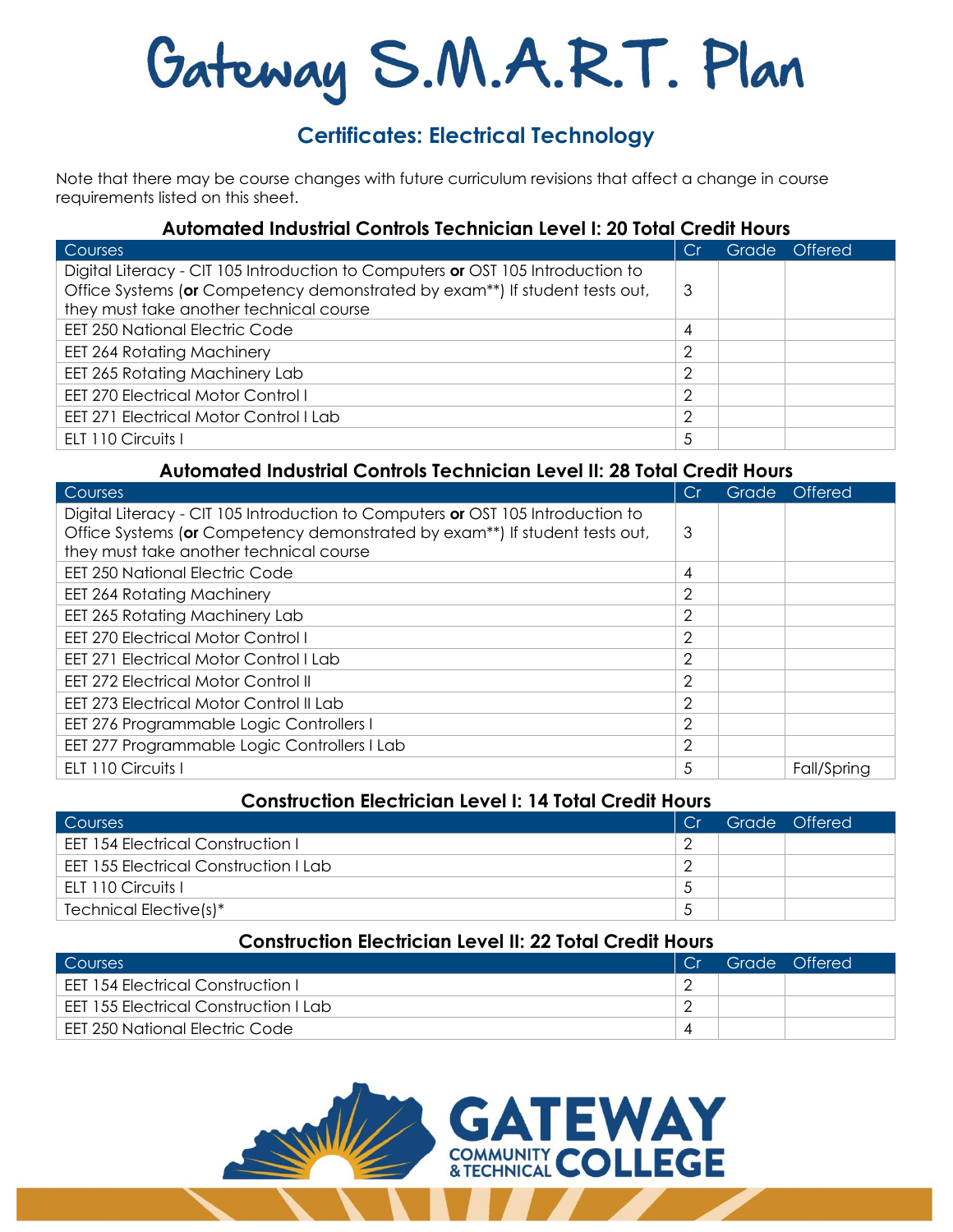# Gateway S.M.A.R.T. Plan

## Certificates: Electrical Technology

Note that there may be course changes with future curriculum revisions that affect a change in course requirements listed on this sheet.

### Automated Industrial Controls Technician Level I: 20 Total Credit Hours

| Courses | Cr | Grade | Offered |
|---|---|---|---|
| Digital Literacy - CIT 105 Introduction to Computers **or** OST 105 Introduction to Office Systems (**or** Competency demonstrated by exam**) If student tests out, they must take another technical course | 3 | | |
| EET 250 National Electric Code | 4 | | |
| EET 264 Rotating Machinery | 2 | | |
| EET 265 Rotating Machinery Lab | 2 | | |
| EET 270 Electrical Motor Control I | 2 | | |
| EET 271 Electrical Motor Control I Lab | 2 | | |
| ELT 110 Circuits I | 5 | | |

### Automated Industrial Controls Technician Level II: 28 Total Credit Hours

| Courses | Cr | Grade | Offered |
|---|---|---|---|
| Digital Literacy - CIT 105 Introduction to Computers **or** OST 105 Introduction to Office Systems (**or** Competency demonstrated by exam**) If student tests out, they must take another technical course | 3 | | |
| EET 250 National Electric Code | 4 | | |
| EET 264 Rotating Machinery | 2 | | |
| EET 265 Rotating Machinery Lab | 2 | | |
| EET 270 Electrical Motor Control I | 2 | | |
| EET 271 Electrical Motor Control I Lab | 2 | | |
| EET 272 Electrical Motor Control II | 2 | | |
| EET 273 Electrical Motor Control II Lab | 2 | | |
| EET 276 Programmable Logic Controllers I | 2 | | |
| EET 277 Programmable Logic Controllers I Lab | 2 | | |
| ELT 110 Circuits I | 5 | | Fall/Spring |

### Construction Electrician Level I: 14 Total Credit Hours

| Courses | Cr | Grade | Offered |
|---|---|---|---|
| EET 154 Electrical Construction I | 2 | | |
| EET 155 Electrical Construction I Lab | 2 | | |
| ELT 110 Circuits I | 5 | | |
| Technical Elective(s)* | 5 | | |

### Construction Electrician Level II: 22 Total Credit Hours

| Courses | Cr | Grade | Offered |
|---|---|---|---|
| EET 154 Electrical Construction I | 2 | | |
| EET 155 Electrical Construction I Lab | 2 | | |
| EET 250 National Electric Code | 4 | | |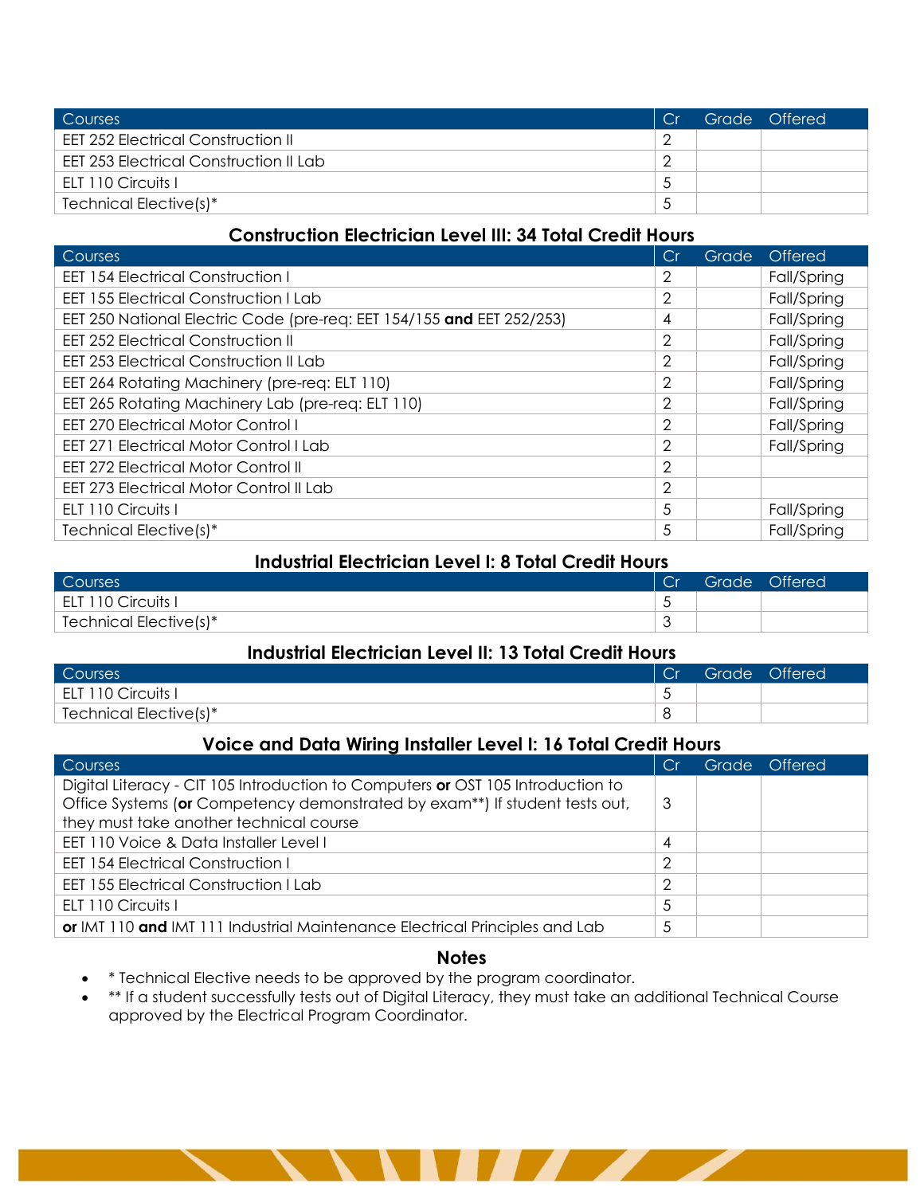| Courses | Cr | Grade | Offered |
|---|---|---|---|
| EET 252 Electrical Construction II | 2 | | |
| EET 253 Electrical Construction II Lab | 2 | | |
| ELT 110 Circuits I | 5 | | |
| Technical Elective(s)* | 5 | | |

## Construction Electrician Level III: 34 Total Credit Hours

| Courses | Cr | Grade | Offered |
|---|---|---|---|
| EET 154 Electrical Construction I | 2 | | Fall/Spring |
| EET 155 Electrical Construction I Lab | 2 | | Fall/Spring |
| EET 250 National Electric Code (pre-req: EET 154/155 **and** EET 252/253) | 4 | | Fall/Spring |
| EET 252 Electrical Construction II | 2 | | Fall/Spring |
| EET 253 Electrical Construction II Lab | 2 | | Fall/Spring |
| EET 264 Rotating Machinery (pre-req: ELT 110) | 2 | | Fall/Spring |
| EET 265 Rotating Machinery Lab (pre-req: ELT 110) | 2 | | Fall/Spring |
| EET 270 Electrical Motor Control I | 2 | | Fall/Spring |
| EET 271 Electrical Motor Control I Lab | 2 | | Fall/Spring |
| EET 272 Electrical Motor Control II | 2 | | |
| EET 273 Electrical Motor Control II Lab | 2 | | |
| ELT 110 Circuits I | 5 | | Fall/Spring |
| Technical Elective(s)* | 5 | | Fall/Spring |

## Industrial Electrician Level I: 8 Total Credit Hours

| Courses | Cr | Grade | Offered |
|---|---|---|---|
| ELT 110 Circuits I | 5 | | |
| Technical Elective(s)* | 3 | | |

## Industrial Electrician Level II: 13 Total Credit Hours

| Courses | Cr | Grade | Offered |
|---|---|---|---|
| ELT 110 Circuits I | 5 | | |
| Technical Elective(s)* | 8 | | |

## Voice and Data Wiring Installer Level I: 16 Total Credit Hours

| Courses | Cr | Grade | Offered |
|---|---|---|---|
| Digital Literacy - CIT 105 Introduction to Computers **or** OST 105 Introduction to Office Systems (**or** Competency demonstrated by exam**) If student tests out, they must take another technical course | 3 | | |
| EET 110 Voice & Data Installer Level I | 4 | | |
| EET 154 Electrical Construction I | 2 | | |
| EET 155 Electrical Construction I Lab | 2 | | |
| ELT 110 Circuits I | 5 | | |
| **or** IMT 110 **and** IMT 111 Industrial Maintenance Electrical Principles and Lab | 5 | | |

## Notes

- * Technical Elective needs to be approved by the program coordinator.
- ** If a student successfully tests out of Digital Literacy, they must take an additional Technical Course approved by the Electrical Program Coordinator.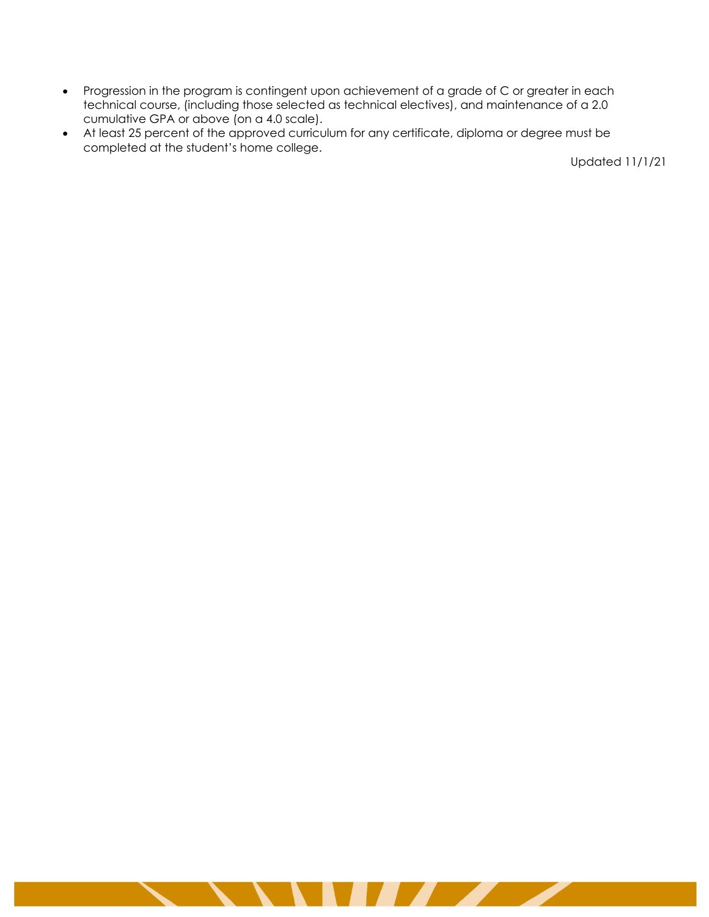- Progression in the program is contingent upon achievement of a grade of C or greater in each technical course, (including those selected as technical electives), and maintenance of a 2.0 cumulative GPA or above (on a 4.0 scale).
- At least 25 percent of the approved curriculum for any certificate, diploma or degree must be completed at the student's home college.

Updated 11/1/21